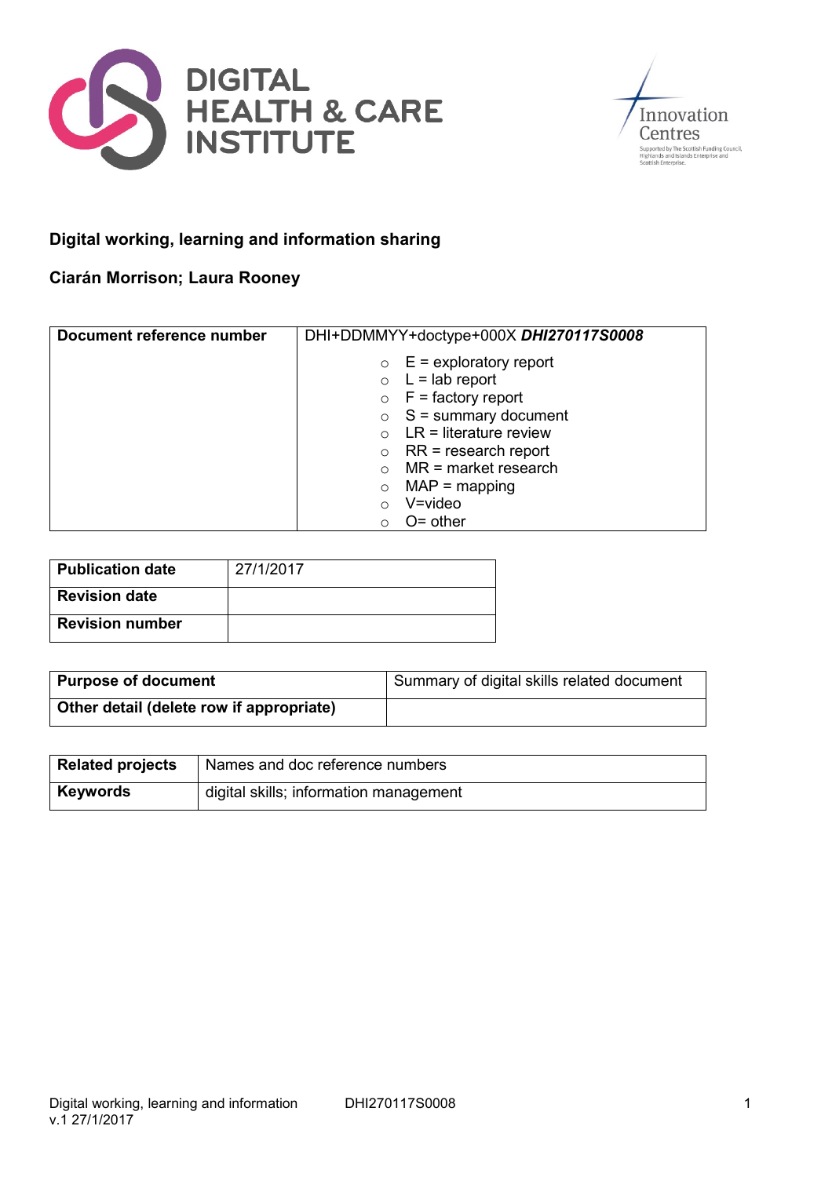# Digital working, learning and information sharing

**Ciarán Morrison; Laura Rooney**

| **Document reference number** | DHI+DDMMYY+doctype+000X ***DHI270117S0008*** <br> ○ E = exploratory report <br> ○ L = lab report <br> ○ F = factory report <br> ○ S = summary document <br> ○ LR = literature review <br> ○ RR = research report <br> ○ MR = market research <br> ○ MAP = mapping <br> ○ V=video <br> ○ O= other |
|---|---|

| **Publication date** | 27/1/2017 |
|---|---|
| **Revision date** | |
| **Revision number** | |

| **Purpose of document** | Summary of digital skills related document |
|---|---|
| **Other detail (delete row if appropriate)** | |

| **Related projects** | Names and doc reference numbers |
|---|---|
| **Keywords** | digital skills; information management |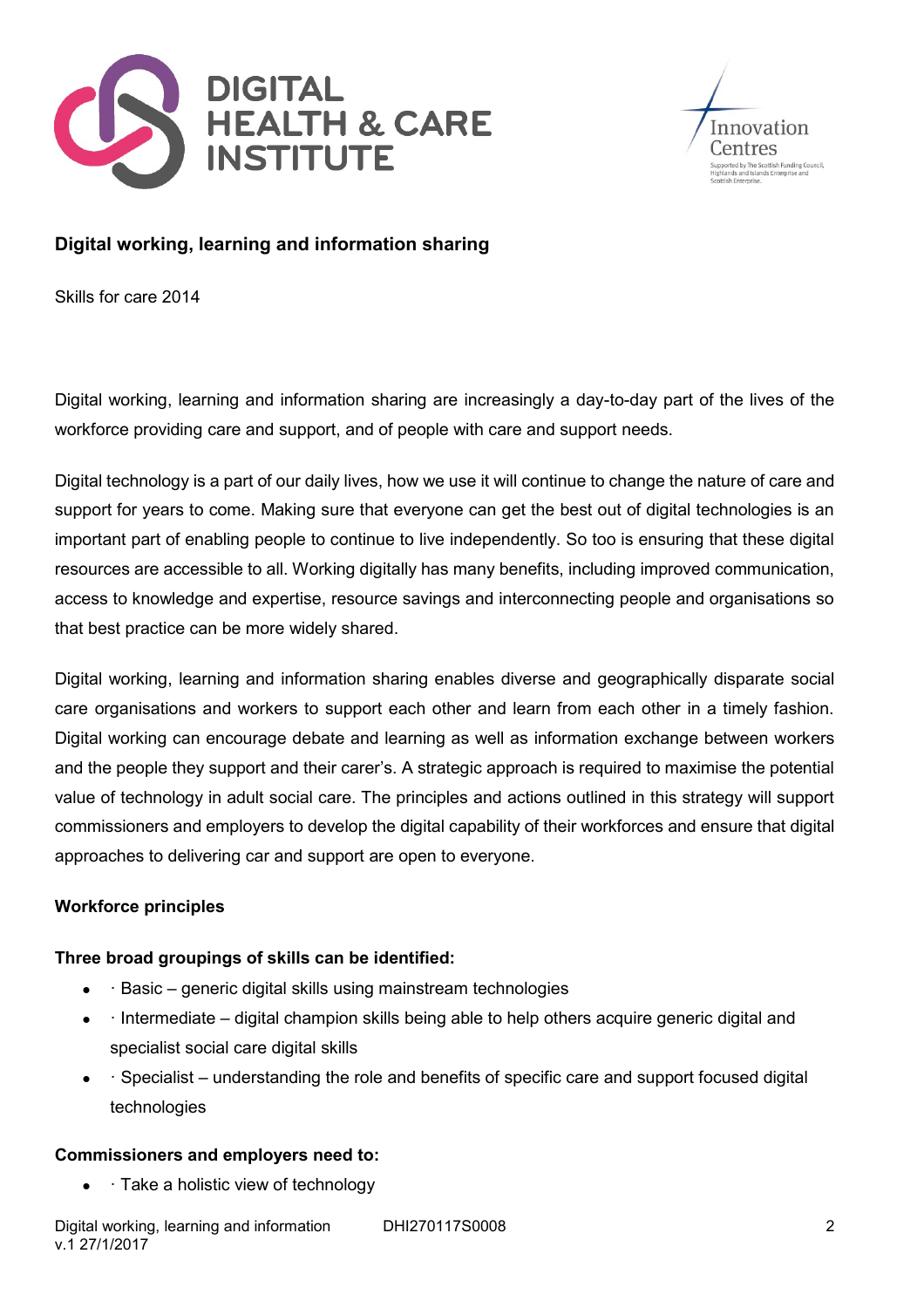## Digital working, learning and information sharing

Skills for care 2014

Digital working, learning and information sharing are increasingly a day-to-day part of the lives of the workforce providing care and support, and of people with care and support needs.

Digital technology is a part of our daily lives, how we use it will continue to change the nature of care and support for years to come. Making sure that everyone can get the best out of digital technologies is an important part of enabling people to continue to live independently. So too is ensuring that these digital resources are accessible to all. Working digitally has many benefits, including improved communication, access to knowledge and expertise, resource savings and interconnecting people and organisations so that best practice can be more widely shared.

Digital working, learning and information sharing enables diverse and geographically disparate social care organisations and workers to support each other and learn from each other in a timely fashion. Digital working can encourage debate and learning as well as information exchange between workers and the people they support and their carer's. A strategic approach is required to maximise the potential value of technology in adult social care. The principles and actions outlined in this strategy will support commissioners and employers to develop the digital capability of their workforces and ensure that digital approaches to delivering car and support are open to everyone.

**Workforce principles**

**Three broad groupings of skills can be identified:**

- · Basic – generic digital skills using mainstream technologies
- · Intermediate – digital champion skills being able to help others acquire generic digital and specialist social care digital skills
- · Specialist – understanding the role and benefits of specific care and support focused digital technologies

**Commissioners and employers need to:**

- · Take a holistic view of technology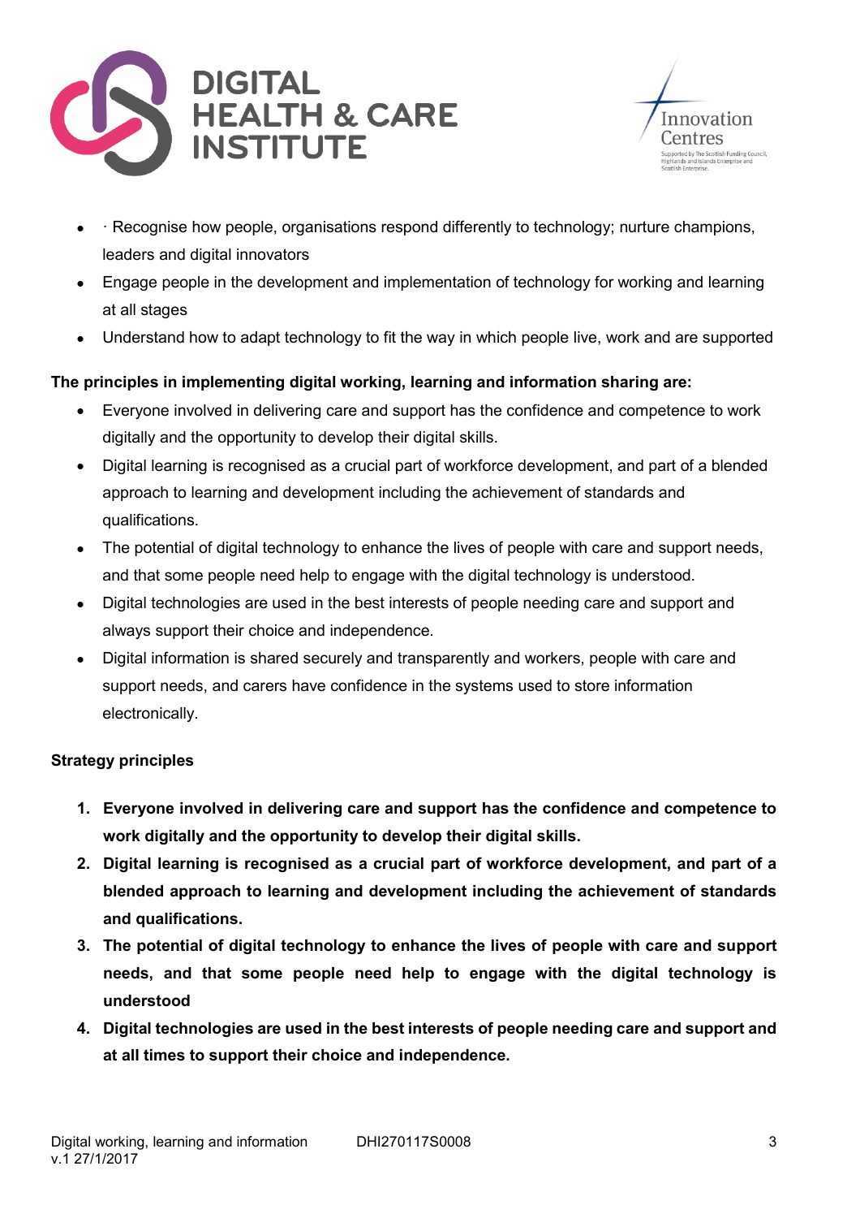- · Recognise how people, organisations respond differently to technology; nurture champions, leaders and digital innovators
- Engage people in the development and implementation of technology for working and learning at all stages
- Understand how to adapt technology to fit the way in which people live, work and are supported

**The principles in implementing digital working, learning and information sharing are:**

- Everyone involved in delivering care and support has the confidence and competence to work digitally and the opportunity to develop their digital skills.
- Digital learning is recognised as a crucial part of workforce development, and part of a blended approach to learning and development including the achievement of standards and qualifications.
- The potential of digital technology to enhance the lives of people with care and support needs, and that some people need help to engage with the digital technology is understood.
- Digital technologies are used in the best interests of people needing care and support and always support their choice and independence.
- Digital information is shared securely and transparently and workers, people with care and support needs, and carers have confidence in the systems used to store information electronically.

**Strategy principles**

1. **Everyone involved in delivering care and support has the confidence and competence to work digitally and the opportunity to develop their digital skills.**
2. **Digital learning is recognised as a crucial part of workforce development, and part of a blended approach to learning and development including the achievement of standards and qualifications.**
3. **The potential of digital technology to enhance the lives of people with care and support needs, and that some people need help to engage with the digital technology is understood**
4. **Digital technologies are used in the best interests of people needing care and support and at all times to support their choice and independence.**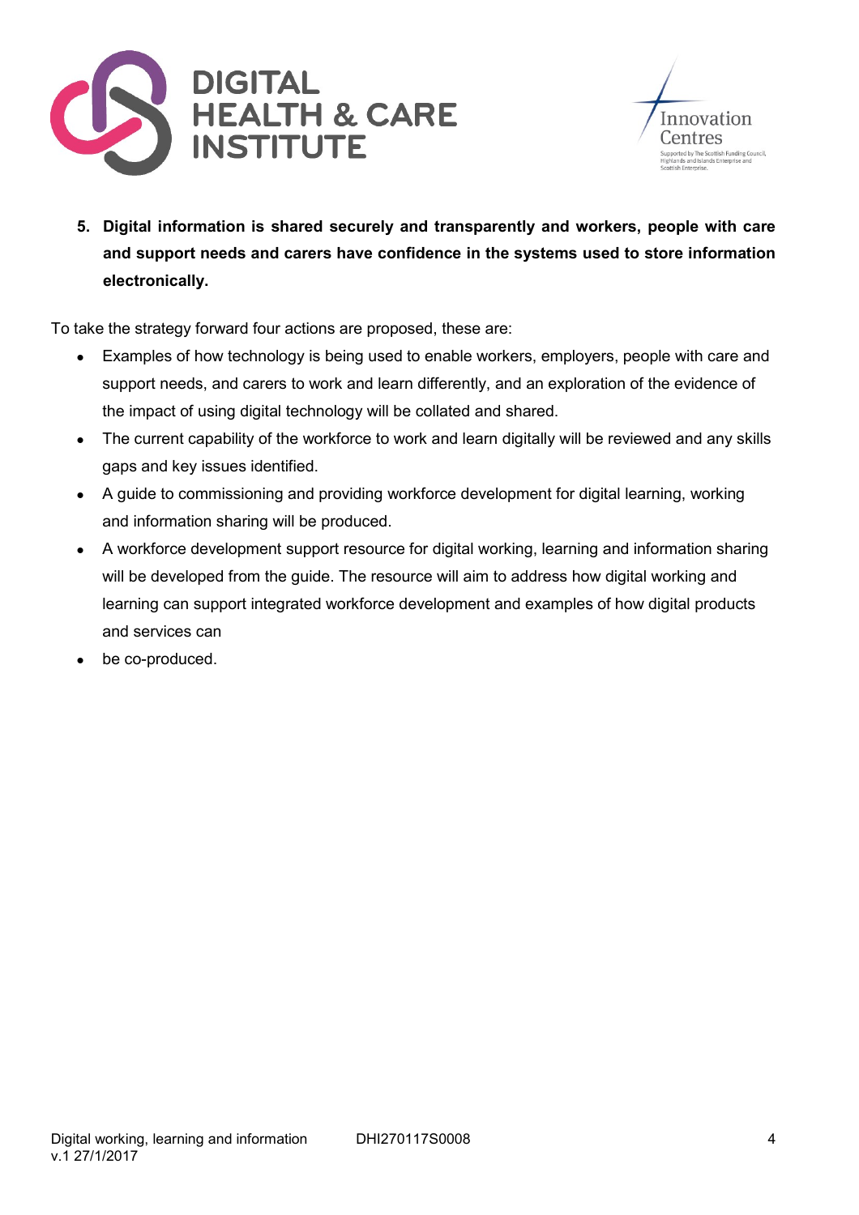5. **Digital information is shared securely and transparently and workers, people with care and support needs and carers have confidence in the systems used to store information electronically.**

To take the strategy forward four actions are proposed, these are:

- Examples of how technology is being used to enable workers, employers, people with care and support needs, and carers to work and learn differently, and an exploration of the evidence of the impact of using digital technology will be collated and shared.
- The current capability of the workforce to work and learn digitally will be reviewed and any skills gaps and key issues identified.
- A guide to commissioning and providing workforce development for digital learning, working and information sharing will be produced.
- A workforce development support resource for digital working, learning and information sharing will be developed from the guide. The resource will aim to address how digital working and learning can support integrated workforce development and examples of how digital products and services can
- be co-produced.